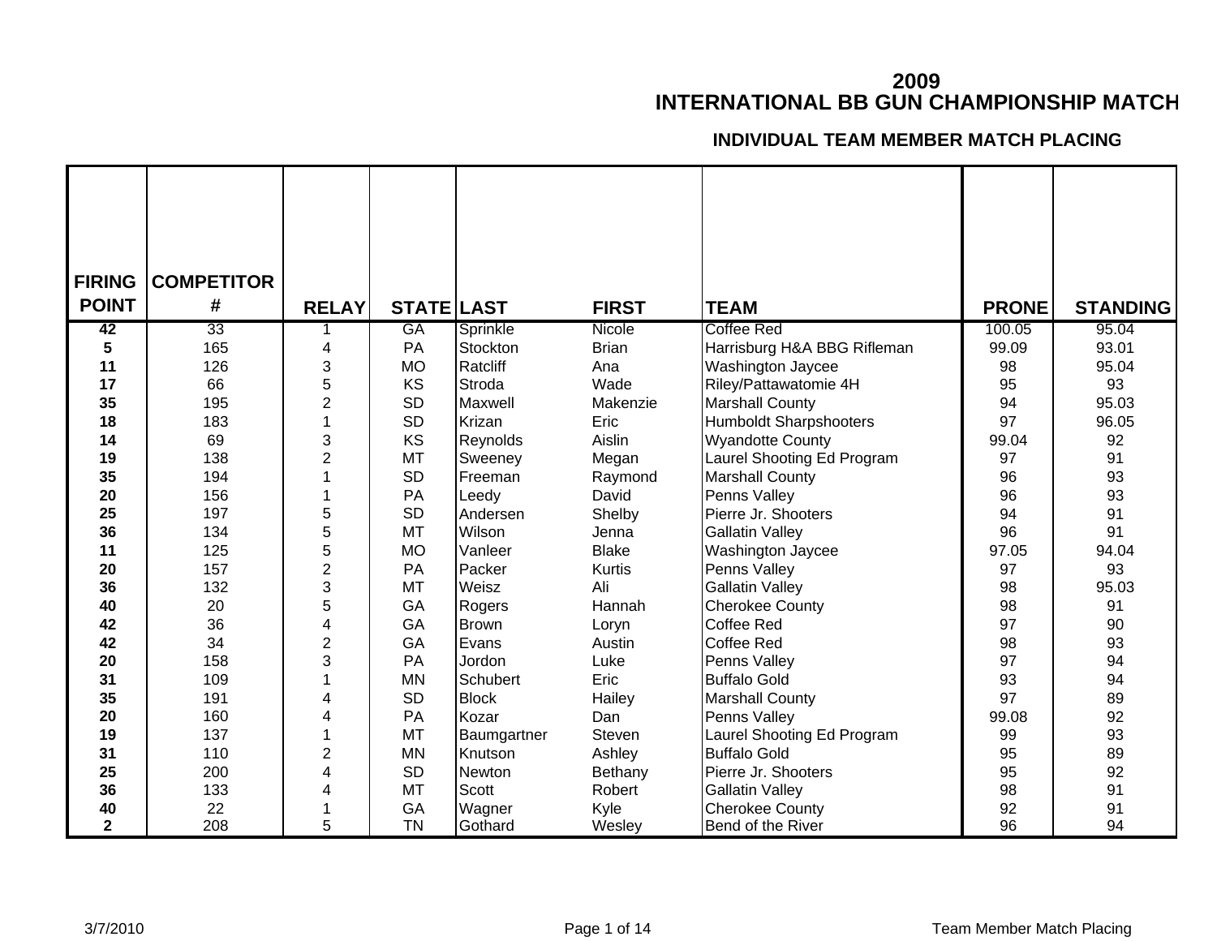# 2009
# INTERNATIONAL BB GUN CHAMPIONSHIP MATCH

### INDIVIDUAL TEAM MEMBER MATCH PLACING

| FIRING POINT | COMPETITOR # | RELAY | STATE | LAST | FIRST | TEAM | PRONE | STANDING |
|---|---|---|---|---|---|---|---|---|
| 42 | 33 | 1 | GA | Sprinkle | Nicole | Coffee Red | 100.05 | 95.04 |
| 5 | 165 | 4 | PA | Stockton | Brian | Harrisburg H&A BBG Rifleman | 99.09 | 93.01 |
| 11 | 126 | 3 | MO | Ratcliff | Ana | Washington Jaycee | 98 | 95.04 |
| 17 | 66 | 5 | KS | Stroda | Wade | Riley/Pattawatomie 4H | 95 | 93 |
| 35 | 195 | 2 | SD | Maxwell | Makenzie | Marshall County | 94 | 95.03 |
| 18 | 183 | 1 | SD | Krizan | Eric | Humboldt Sharpshooters | 97 | 96.05 |
| 14 | 69 | 3 | KS | Reynolds | Aislin | Wyandotte County | 99.04 | 92 |
| 19 | 138 | 2 | MT | Sweeney | Megan | Laurel Shooting Ed Program | 97 | 91 |
| 35 | 194 | 1 | SD | Freeman | Raymond | Marshall County | 96 | 93 |
| 20 | 156 | 1 | PA | Leedy | David | Penns Valley | 96 | 93 |
| 25 | 197 | 5 | SD | Andersen | Shelby | Pierre Jr. Shooters | 94 | 91 |
| 36 | 134 | 5 | MT | Wilson | Jenna | Gallatin Valley | 96 | 91 |
| 11 | 125 | 5 | MO | Vanleer | Blake | Washington Jaycee | 97.05 | 94.04 |
| 20 | 157 | 2 | PA | Packer | Kurtis | Penns Valley | 97 | 93 |
| 36 | 132 | 3 | MT | Weisz | Ali | Gallatin Valley | 98 | 95.03 |
| 40 | 20 | 5 | GA | Rogers | Hannah | Cherokee County | 98 | 91 |
| 42 | 36 | 4 | GA | Brown | Loryn | Coffee Red | 97 | 90 |
| 42 | 34 | 2 | GA | Evans | Austin | Coffee Red | 98 | 93 |
| 20 | 158 | 3 | PA | Jordon | Luke | Penns Valley | 97 | 94 |
| 31 | 109 | 1 | MN | Schubert | Eric | Buffalo Gold | 93 | 94 |
| 35 | 191 | 4 | SD | Block | Hailey | Marshall County | 97 | 89 |
| 20 | 160 | 4 | PA | Kozar | Dan | Penns Valley | 99.08 | 92 |
| 19 | 137 | 1 | MT | Baumgartner | Steven | Laurel Shooting Ed Program | 99 | 93 |
| 31 | 110 | 2 | MN | Knutson | Ashley | Buffalo Gold | 95 | 89 |
| 25 | 200 | 4 | SD | Newton | Bethany | Pierre Jr. Shooters | 95 | 92 |
| 36 | 133 | 4 | MT | Scott | Robert | Gallatin Valley | 98 | 91 |
| 40 | 22 | 1 | GA | Wagner | Kyle | Cherokee County | 92 | 91 |
| 2 | 208 | 5 | TN | Gothard | Wesley | Bend of the River | 96 | 94 |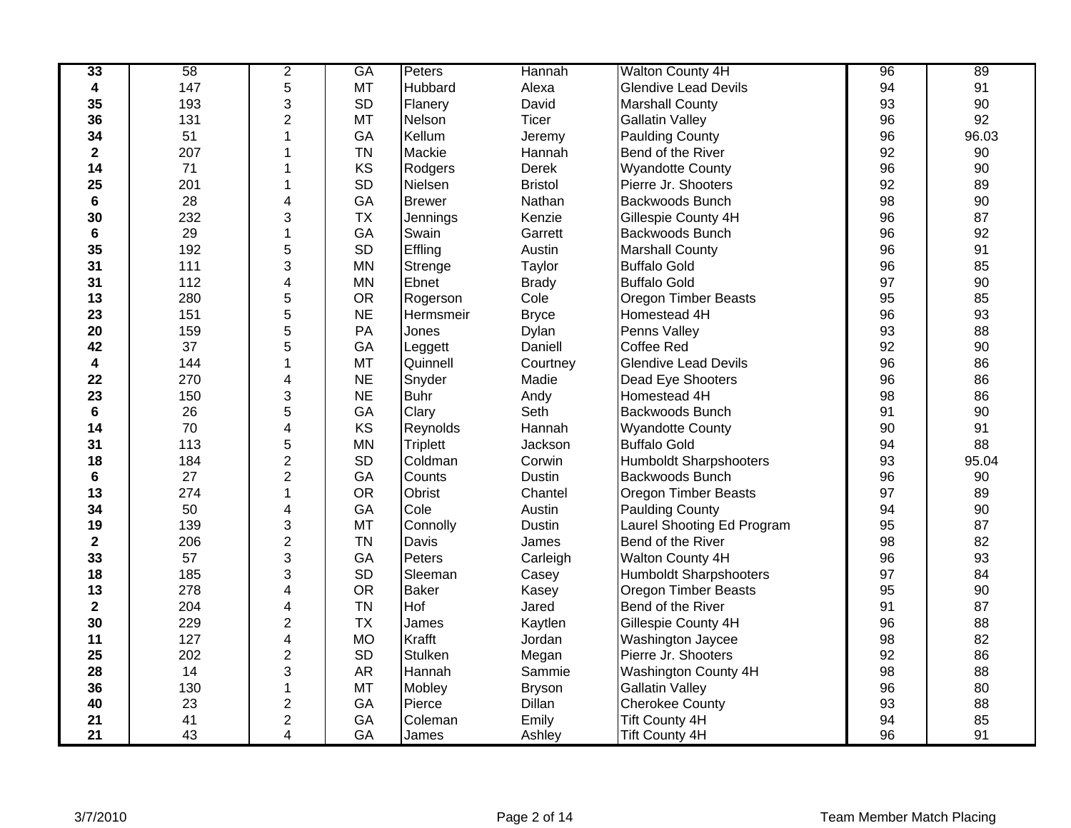| | | | | | | | | |
|---|---|---|---|---|---|---|---|---|
| **33** | 58 | 2 | GA | Peters | Hannah | Walton County 4H | 96 | 89 |
| **4** | 147 | 5 | MT | Hubbard | Alexa | Glendive Lead Devils | 94 | 91 |
| **35** | 193 | 3 | SD | Flanery | David | Marshall County | 93 | 90 |
| **36** | 131 | 2 | MT | Nelson | Ticer | Gallatin Valley | 96 | 92 |
| **34** | 51 | 1 | GA | Kellum | Jeremy | Paulding County | 96 | 96.03 |
| **2** | 207 | 1 | TN | Mackie | Hannah | Bend of the River | 92 | 90 |
| **14** | 71 | 1 | KS | Rodgers | Derek | Wyandotte County | 96 | 90 |
| **25** | 201 | 1 | SD | Nielsen | Bristol | Pierre Jr. Shooters | 92 | 89 |
| **6** | 28 | 4 | GA | Brewer | Nathan | Backwoods Bunch | 98 | 90 |
| **30** | 232 | 3 | TX | Jennings | Kenzie | Gillespie County 4H | 96 | 87 |
| **6** | 29 | 1 | GA | Swain | Garrett | Backwoods Bunch | 96 | 92 |
| **35** | 192 | 5 | SD | Effling | Austin | Marshall County | 96 | 91 |
| **31** | 111 | 3 | MN | Strenge | Taylor | Buffalo Gold | 96 | 85 |
| **31** | 112 | 4 | MN | Ebnet | Brady | Buffalo Gold | 97 | 90 |
| **13** | 280 | 5 | OR | Rogerson | Cole | Oregon Timber Beasts | 95 | 85 |
| **23** | 151 | 5 | NE | Hermsmeir | Bryce | Homestead 4H | 96 | 93 |
| **20** | 159 | 5 | PA | Jones | Dylan | Penns Valley | 93 | 88 |
| **42** | 37 | 5 | GA | Leggett | Daniell | Coffee Red | 92 | 90 |
| **4** | 144 | 1 | MT | Quinnell | Courtney | Glendive Lead Devils | 96 | 86 |
| **22** | 270 | 4 | NE | Snyder | Madie | Dead Eye Shooters | 96 | 86 |
| **23** | 150 | 3 | NE | Buhr | Andy | Homestead 4H | 98 | 86 |
| **6** | 26 | 5 | GA | Clary | Seth | Backwoods Bunch | 91 | 90 |
| **14** | 70 | 4 | KS | Reynolds | Hannah | Wyandotte County | 90 | 91 |
| **31** | 113 | 5 | MN | Triplett | Jackson | Buffalo Gold | 94 | 88 |
| **18** | 184 | 2 | SD | Coldman | Corwin | Humboldt Sharpshooters | 93 | 95.04 |
| **6** | 27 | 2 | GA | Counts | Dustin | Backwoods Bunch | 96 | 90 |
| **13** | 274 | 1 | OR | Obrist | Chantel | Oregon Timber Beasts | 97 | 89 |
| **34** | 50 | 4 | GA | Cole | Austin | Paulding County | 94 | 90 |
| **19** | 139 | 3 | MT | Connolly | Dustin | Laurel Shooting Ed Program | 95 | 87 |
| **2** | 206 | 2 | TN | Davis | James | Bend of the River | 98 | 82 |
| **33** | 57 | 3 | GA | Peters | Carleigh | Walton County 4H | 96 | 93 |
| **18** | 185 | 3 | SD | Sleeman | Casey | Humboldt Sharpshooters | 97 | 84 |
| **13** | 278 | 4 | OR | Baker | Kasey | Oregon Timber Beasts | 95 | 90 |
| **2** | 204 | 4 | TN | Hof | Jared | Bend of the River | 91 | 87 |
| **30** | 229 | 2 | TX | James | Kaytlen | Gillespie County 4H | 96 | 88 |
| **11** | 127 | 4 | MO | Krafft | Jordan | Washington Jaycee | 98 | 82 |
| **25** | 202 | 2 | SD | Stulken | Megan | Pierre Jr. Shooters | 92 | 86 |
| **28** | 14 | 3 | AR | Hannah | Sammie | Washington County 4H | 98 | 88 |
| **36** | 130 | 1 | MT | Mobley | Bryson | Gallatin Valley | 96 | 80 |
| **40** | 23 | 2 | GA | Pierce | Dillan | Cherokee County | 93 | 88 |
| **21** | 41 | 2 | GA | Coleman | Emily | Tift County 4H | 94 | 85 |
| **21** | 43 | 4 | GA | James | Ashley | Tift County 4H | 96 | 91 |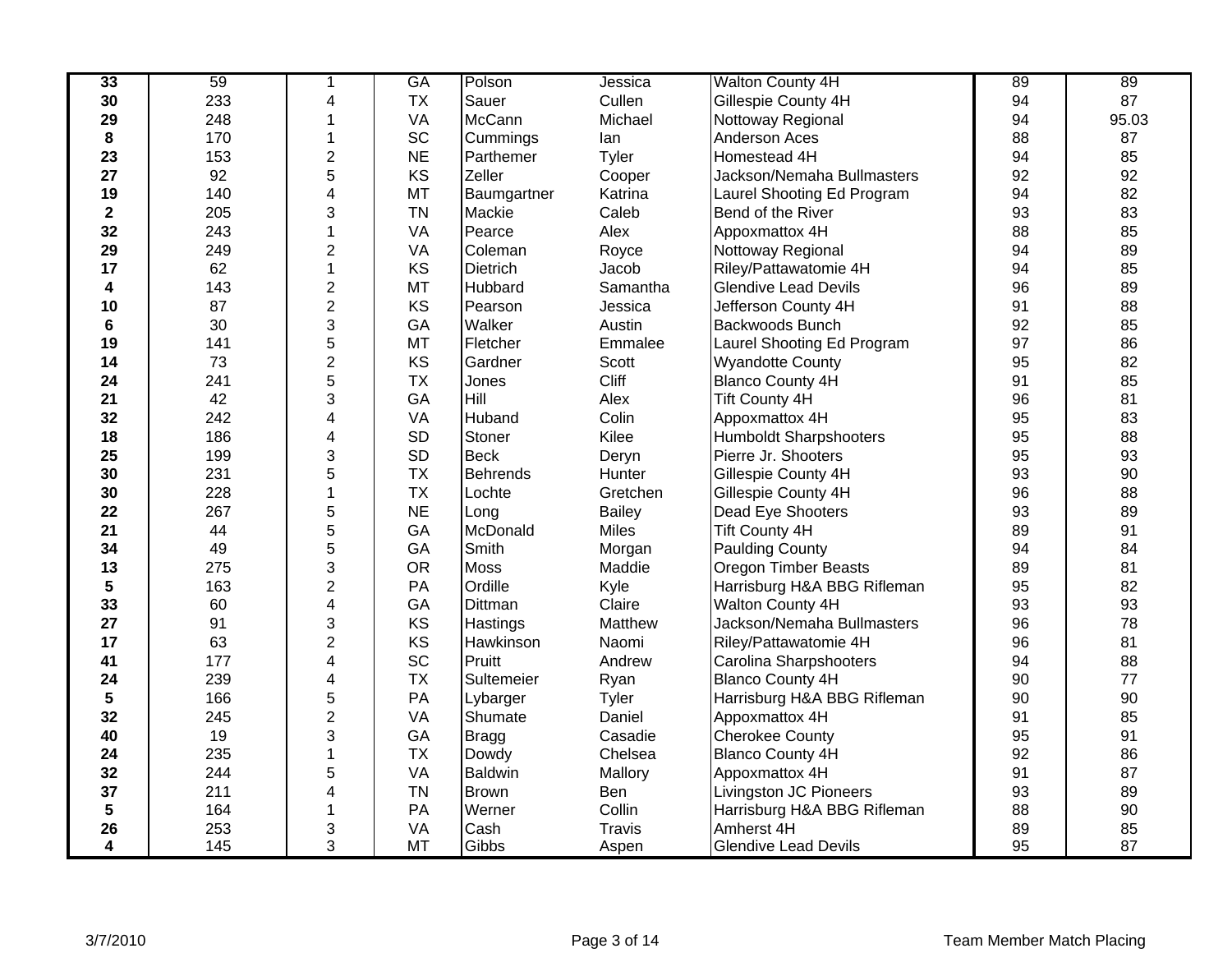| | | | | | | | | |
|---|---|---|---|---|---|---|---|---|
| **33** | 59 | 1 | GA | Polson | Jessica | Walton County 4H | 89 | 89 |
| **30** | 233 | 4 | TX | Sauer | Cullen | Gillespie County 4H | 94 | 87 |
| **29** | 248 | 1 | VA | McCann | Michael | Nottoway Regional | 94 | 95.03 |
| **8** | 170 | 1 | SC | Cummings | Ian | Anderson Aces | 88 | 87 |
| **23** | 153 | 2 | NE | Parthemer | Tyler | Homestead 4H | 94 | 85 |
| **27** | 92 | 5 | KS | Zeller | Cooper | Jackson/Nemaha Bullmasters | 92 | 92 |
| **19** | 140 | 4 | MT | Baumgartner | Katrina | Laurel Shooting Ed Program | 94 | 82 |
| **2** | 205 | 3 | TN | Mackie | Caleb | Bend of the River | 93 | 83 |
| **32** | 243 | 1 | VA | Pearce | Alex | Appoxmattox 4H | 88 | 85 |
| **29** | 249 | 2 | VA | Coleman | Royce | Nottoway Regional | 94 | 89 |
| **17** | 62 | 1 | KS | Dietrich | Jacob | Riley/Pattawatomie 4H | 94 | 85 |
| **4** | 143 | 2 | MT | Hubbard | Samantha | Glendive Lead Devils | 96 | 89 |
| **10** | 87 | 2 | KS | Pearson | Jessica | Jefferson County 4H | 91 | 88 |
| **6** | 30 | 3 | GA | Walker | Austin | Backwoods Bunch | 92 | 85 |
| **19** | 141 | 5 | MT | Fletcher | Emmalee | Laurel Shooting Ed Program | 97 | 86 |
| **14** | 73 | 2 | KS | Gardner | Scott | Wyandotte County | 95 | 82 |
| **24** | 241 | 5 | TX | Jones | Cliff | Blanco County 4H | 91 | 85 |
| **21** | 42 | 3 | GA | Hill | Alex | Tift County 4H | 96 | 81 |
| **32** | 242 | 4 | VA | Huband | Colin | Appoxmattox 4H | 95 | 83 |
| **18** | 186 | 4 | SD | Stoner | Kilee | Humboldt Sharpshooters | 95 | 88 |
| **25** | 199 | 3 | SD | Beck | Deryn | Pierre Jr. Shooters | 95 | 93 |
| **30** | 231 | 5 | TX | Behrends | Hunter | Gillespie County 4H | 93 | 90 |
| **30** | 228 | 1 | TX | Lochte | Gretchen | Gillespie County 4H | 96 | 88 |
| **22** | 267 | 5 | NE | Long | Bailey | Dead Eye Shooters | 93 | 89 |
| **21** | 44 | 5 | GA | McDonald | Miles | Tift County 4H | 89 | 91 |
| **34** | 49 | 5 | GA | Smith | Morgan | Paulding County | 94 | 84 |
| **13** | 275 | 3 | OR | Moss | Maddie | Oregon Timber Beasts | 89 | 81 |
| **5** | 163 | 2 | PA | Ordille | Kyle | Harrisburg H&A BBG Rifleman | 95 | 82 |
| **33** | 60 | 4 | GA | Dittman | Claire | Walton County 4H | 93 | 93 |
| **27** | 91 | 3 | KS | Hastings | Matthew | Jackson/Nemaha Bullmasters | 96 | 78 |
| **17** | 63 | 2 | KS | Hawkinson | Naomi | Riley/Pattawatomie 4H | 96 | 81 |
| **41** | 177 | 4 | SC | Pruitt | Andrew | Carolina Sharpshooters | 94 | 88 |
| **24** | 239 | 4 | TX | Sultemeier | Ryan | Blanco County 4H | 90 | 77 |
| **5** | 166 | 5 | PA | Lybarger | Tyler | Harrisburg H&A BBG Rifleman | 90 | 90 |
| **32** | 245 | 2 | VA | Shumate | Daniel | Appoxmattox 4H | 91 | 85 |
| **40** | 19 | 3 | GA | Bragg | Casadie | Cherokee County | 95 | 91 |
| **24** | 235 | 1 | TX | Dowdy | Chelsea | Blanco County 4H | 92 | 86 |
| **32** | 244 | 5 | VA | Baldwin | Mallory | Appoxmattox 4H | 91 | 87 |
| **37** | 211 | 4 | TN | Brown | Ben | Livingston JC Pioneers | 93 | 89 |
| **5** | 164 | 1 | PA | Werner | Collin | Harrisburg H&A BBG Rifleman | 88 | 90 |
| **26** | 253 | 3 | VA | Cash | Travis | Amherst 4H | 89 | 85 |
| **4** | 145 | 3 | MT | Gibbs | Aspen | Glendive Lead Devils | 95 | 87 |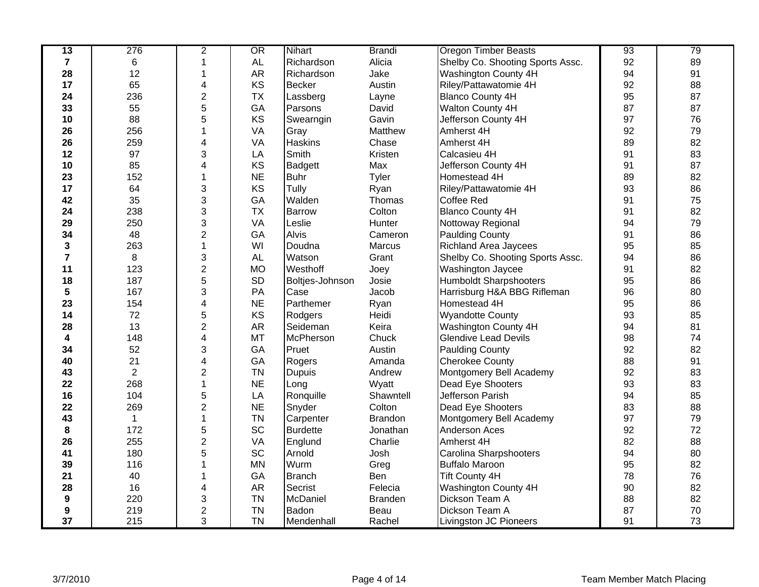| | | | | | | | | |
|---|---|---|---|---|---|---|---|---|
| **13** | 276 | 2 | OR | Nihart | Brandi | Oregon Timber Beasts | 93 | 79 |
| **7** | 6 | 1 | AL | Richardson | Alicia | Shelby Co. Shooting Sports Assc. | 92 | 89 |
| **28** | 12 | 1 | AR | Richardson | Jake | Washington County 4H | 94 | 91 |
| **17** | 65 | 4 | KS | Becker | Austin | Riley/Pattawatomie 4H | 92 | 88 |
| **24** | 236 | 2 | TX | Lassberg | Layne | Blanco County 4H | 95 | 87 |
| **33** | 55 | 5 | GA | Parsons | David | Walton County 4H | 87 | 87 |
| **10** | 88 | 5 | KS | Swearngin | Gavin | Jefferson County 4H | 97 | 76 |
| **26** | 256 | 1 | VA | Gray | Matthew | Amherst 4H | 92 | 79 |
| **26** | 259 | 4 | VA | Haskins | Chase | Amherst 4H | 89 | 82 |
| **12** | 97 | 3 | LA | Smith | Kristen | Calcasieu 4H | 91 | 83 |
| **10** | 85 | 4 | KS | Badgett | Max | Jefferson County 4H | 91 | 87 |
| **23** | 152 | 1 | NE | Buhr | Tyler | Homestead 4H | 89 | 82 |
| **17** | 64 | 3 | KS | Tully | Ryan | Riley/Pattawatomie 4H | 93 | 86 |
| **42** | 35 | 3 | GA | Walden | Thomas | Coffee Red | 91 | 75 |
| **24** | 238 | 3 | TX | Barrow | Colton | Blanco County 4H | 91 | 82 |
| **29** | 250 | 3 | VA | Leslie | Hunter | Nottoway Regional | 94 | 79 |
| **34** | 48 | 2 | GA | Alvis | Cameron | Paulding County | 91 | 86 |
| **3** | 263 | 1 | WI | Doudna | Marcus | Richland Area Jaycees | 95 | 85 |
| **7** | 8 | 3 | AL | Watson | Grant | Shelby Co. Shooting Sports Assc. | 94 | 86 |
| **11** | 123 | 2 | MO | Westhoff | Joey | Washington Jaycee | 91 | 82 |
| **18** | 187 | 5 | SD | Boltjes-Johnson | Josie | Humboldt Sharpshooters | 95 | 86 |
| **5** | 167 | 3 | PA | Case | Jacob | Harrisburg H&A BBG Rifleman | 96 | 80 |
| **23** | 154 | 4 | NE | Parthemer | Ryan | Homestead 4H | 95 | 86 |
| **14** | 72 | 5 | KS | Rodgers | Heidi | Wyandotte County | 93 | 85 |
| **28** | 13 | 2 | AR | Seideman | Keira | Washington County 4H | 94 | 81 |
| **4** | 148 | 4 | MT | McPherson | Chuck | Glendive Lead Devils | 98 | 74 |
| **34** | 52 | 3 | GA | Pruet | Austin | Paulding County | 92 | 82 |
| **40** | 21 | 4 | GA | Rogers | Amanda | Cherokee County | 88 | 91 |
| **43** | 2 | 2 | TN | Dupuis | Andrew | Montgomery Bell Academy | 92 | 83 |
| **22** | 268 | 1 | NE | Long | Wyatt | Dead Eye Shooters | 93 | 83 |
| **16** | 104 | 5 | LA | Ronquille | Shawntell | Jefferson Parish | 94 | 85 |
| **22** | 269 | 2 | NE | Snyder | Colton | Dead Eye Shooters | 83 | 88 |
| **43** | 1 | 1 | TN | Carpenter | Brandon | Montgomery Bell Academy | 97 | 79 |
| **8** | 172 | 5 | SC | Burdette | Jonathan | Anderson Aces | 92 | 72 |
| **26** | 255 | 2 | VA | Englund | Charlie | Amherst 4H | 82 | 88 |
| **41** | 180 | 5 | SC | Arnold | Josh | Carolina Sharpshooters | 94 | 80 |
| **39** | 116 | 1 | MN | Wurm | Greg | Buffalo Maroon | 95 | 82 |
| **21** | 40 | 1 | GA | Branch | Ben | Tift County 4H | 78 | 76 |
| **28** | 16 | 4 | AR | Secrist | Felecia | Washington County 4H | 90 | 82 |
| **9** | 220 | 3 | TN | McDaniel | Branden | Dickson Team A | 88 | 82 |
| **9** | 219 | 2 | TN | Badon | Beau | Dickson Team A | 87 | 70 |
| **37** | 215 | 3 | TN | Mendenhall | Rachel | Livingston JC Pioneers | 91 | 73 |

3/7/2010 Team Member Match Placing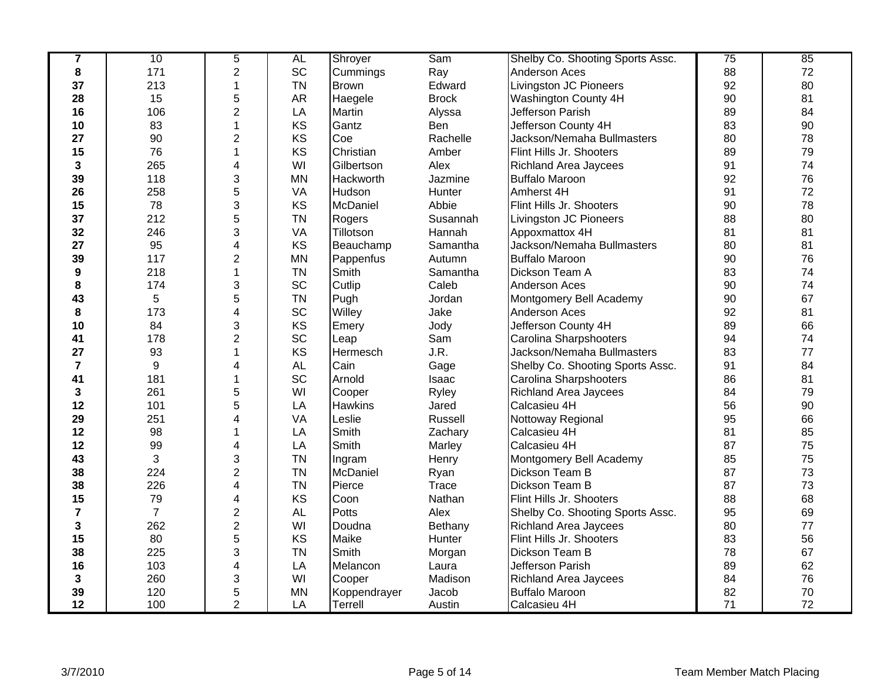| | | | | | | | | |
|---|---|---|---|---|---|---|---|---|
| **7** | 10 | 5 | AL | Shroyer | Sam | Shelby Co. Shooting Sports Assc. | 75 | 85 |
| **8** | 171 | 2 | SC | Cummings | Ray | Anderson Aces | 88 | 72 |
| **37** | 213 | 1 | TN | Brown | Edward | Livingston JC Pioneers | 92 | 80 |
| **28** | 15 | 5 | AR | Haegele | Brock | Washington County 4H | 90 | 81 |
| **16** | 106 | 2 | LA | Martin | Alyssa | Jefferson Parish | 89 | 84 |
| **10** | 83 | 1 | KS | Gantz | Ben | Jefferson County 4H | 83 | 90 |
| **27** | 90 | 2 | KS | Coe | Rachelle | Jackson/Nemaha Bullmasters | 80 | 78 |
| **15** | 76 | 1 | KS | Christian | Amber | Flint Hills Jr. Shooters | 89 | 79 |
| **3** | 265 | 4 | WI | Gilbertson | Alex | Richland Area Jaycees | 91 | 74 |
| **39** | 118 | 3 | MN | Hackworth | Jazmine | Buffalo Maroon | 92 | 76 |
| **26** | 258 | 5 | VA | Hudson | Hunter | Amherst 4H | 91 | 72 |
| **15** | 78 | 3 | KS | McDaniel | Abbie | Flint Hills Jr. Shooters | 90 | 78 |
| **37** | 212 | 5 | TN | Rogers | Susannah | Livingston JC Pioneers | 88 | 80 |
| **32** | 246 | 3 | VA | Tillotson | Hannah | Appoxmattox 4H | 81 | 81 |
| **27** | 95 | 4 | KS | Beauchamp | Samantha | Jackson/Nemaha Bullmasters | 80 | 81 |
| **39** | 117 | 2 | MN | Pappenfus | Autumn | Buffalo Maroon | 90 | 76 |
| **9** | 218 | 1 | TN | Smith | Samantha | Dickson Team A | 83 | 74 |
| **8** | 174 | 3 | SC | Cutlip | Caleb | Anderson Aces | 90 | 74 |
| **43** | 5 | 5 | TN | Pugh | Jordan | Montgomery Bell Academy | 90 | 67 |
| **8** | 173 | 4 | SC | Willey | Jake | Anderson Aces | 92 | 81 |
| **10** | 84 | 3 | KS | Emery | Jody | Jefferson County 4H | 89 | 66 |
| **41** | 178 | 2 | SC | Leap | Sam | Carolina Sharpshooters | 94 | 74 |
| **27** | 93 | 1 | KS | Hermesch | J.R. | Jackson/Nemaha Bullmasters | 83 | 77 |
| **7** | 9 | 4 | AL | Cain | Gage | Shelby Co. Shooting Sports Assc. | 91 | 84 |
| **41** | 181 | 1 | SC | Arnold | Isaac | Carolina Sharpshooters | 86 | 81 |
| **3** | 261 | 5 | WI | Cooper | Ryley | Richland Area Jaycees | 84 | 79 |
| **12** | 101 | 5 | LA | Hawkins | Jared | Calcasieu 4H | 56 | 90 |
| **29** | 251 | 4 | VA | Leslie | Russell | Nottoway Regional | 95 | 66 |
| **12** | 98 | 1 | LA | Smith | Zachary | Calcasieu 4H | 81 | 85 |
| **12** | 99 | 4 | LA | Smith | Marley | Calcasieu 4H | 87 | 75 |
| **43** | 3 | 3 | TN | Ingram | Henry | Montgomery Bell Academy | 85 | 75 |
| **38** | 224 | 2 | TN | McDaniel | Ryan | Dickson Team B | 87 | 73 |
| **38** | 226 | 4 | TN | Pierce | Trace | Dickson Team B | 87 | 73 |
| **15** | 79 | 4 | KS | Coon | Nathan | Flint Hills Jr. Shooters | 88 | 68 |
| **7** | 7 | 2 | AL | Potts | Alex | Shelby Co. Shooting Sports Assc. | 95 | 69 |
| **3** | 262 | 2 | WI | Doudna | Bethany | Richland Area Jaycees | 80 | 77 |
| **15** | 80 | 5 | KS | Maike | Hunter | Flint Hills Jr. Shooters | 83 | 56 |
| **38** | 225 | 3 | TN | Smith | Morgan | Dickson Team B | 78 | 67 |
| **16** | 103 | 4 | LA | Melancon | Laura | Jefferson Parish | 89 | 62 |
| **3** | 260 | 3 | WI | Cooper | Madison | Richland Area Jaycees | 84 | 76 |
| **39** | 120 | 5 | MN | Koppendrayer | Jacob | Buffalo Maroon | 82 | 70 |
| **12** | 100 | 2 | LA | Terrell | Austin | Calcasieu 4H | 71 | 72 |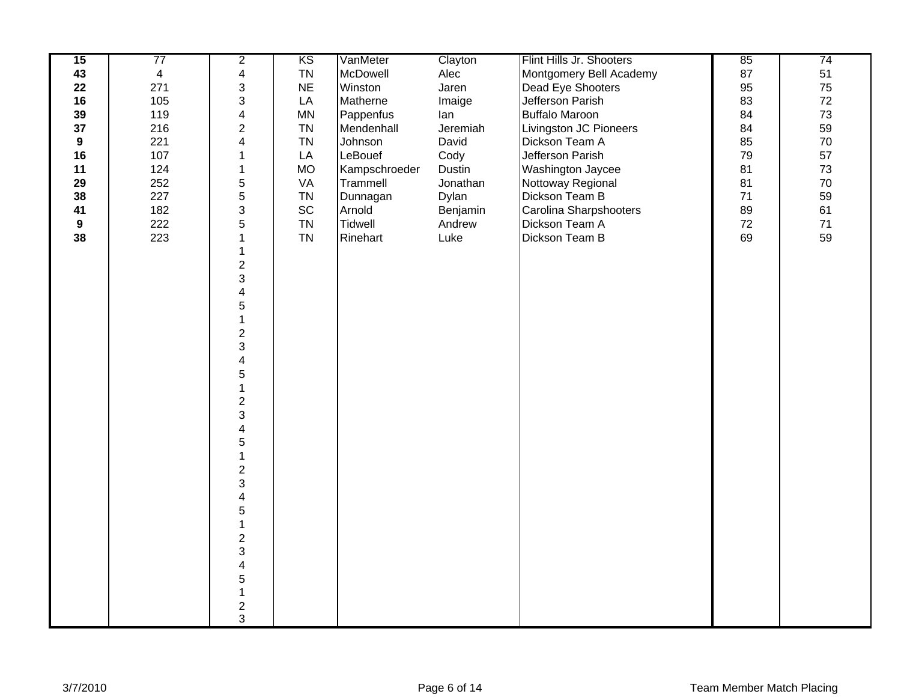| | | | | | | | | |
|---|---|---|---|---|---|---|---|---|
| **15** | 77 | 2 | KS | VanMeter | Clayton | Flint Hills Jr. Shooters | 85 | 74 |
| **43** | 4 | 4 | TN | McDowell | Alec | Montgomery Bell Academy | 87 | 51 |
| **22** | 271 | 3 | NE | Winston | Jaren | Dead Eye Shooters | 95 | 75 |
| **16** | 105 | 3 | LA | Matherne | Imaige | Jefferson Parish | 83 | 72 |
| **39** | 119 | 4 | MN | Pappenfus | Ian | Buffalo Maroon | 84 | 73 |
| **37** | 216 | 2 | TN | Mendenhall | Jeremiah | Livingston JC Pioneers | 84 | 59 |
| **9** | 221 | 4 | TN | Johnson | David | Dickson Team A | 85 | 70 |
| **16** | 107 | 1 | LA | LeBouef | Cody | Jefferson Parish | 79 | 57 |
| **11** | 124 | 1 | MO | Kampschroeder | Dustin | Washington Jaycee | 81 | 73 |
| **29** | 252 | 5 | VA | Trammell | Jonathan | Nottoway Regional | 81 | 70 |
| **38** | 227 | 5 | TN | Dunnagan | Dylan | Dickson Team B | 71 | 59 |
| **41** | 182 | 3 | SC | Arnold | Benjamin | Carolina Sharpshooters | 89 | 61 |
| **9** | 222 | 5 | TN | Tidwell | Andrew | Dickson Team A | 72 | 71 |
| **38** | 223 | 1 | TN | Rinehart | Luke | Dickson Team B | 69 | 59 |
| | | 1 | | | | | | |
| | | 2 | | | | | | |
| | | 3 | | | | | | |
| | | 4 | | | | | | |
| | | 5 | | | | | | |
| | | 1 | | | | | | |
| | | 2 | | | | | | |
| | | 3 | | | | | | |
| | | 4 | | | | | | |
| | | 5 | | | | | | |
| | | 1 | | | | | | |
| | | 2 | | | | | | |
| | | 3 | | | | | | |
| | | 4 | | | | | | |
| | | 5 | | | | | | |
| | | 1 | | | | | | |
| | | 2 | | | | | | |
| | | 3 | | | | | | |
| | | 4 | | | | | | |
| | | 5 | | | | | | |
| | | 1 | | | | | | |
| | | 2 | | | | | | |
| | | 3 | | | | | | |
| | | 4 | | | | | | |
| | | 5 | | | | | | |
| | | 1 | | | | | | |
| | | 2 | | | | | | |
| | | 3 | | | | | | |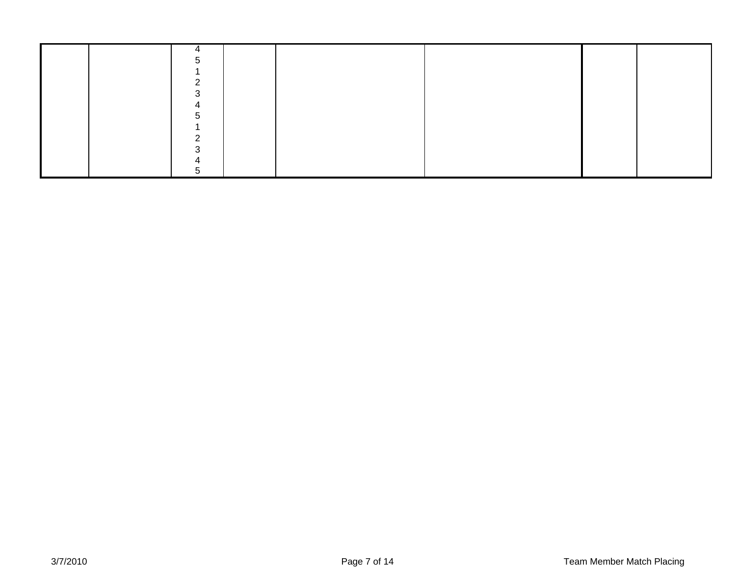| | | | | | | | |
|---|---|---|---|---|---|---|---|
| | | 4<br>5<br>1<br>2<br>3<br>4<br>5<br>1<br>2<br>3<br>4<br>5 | | | | | |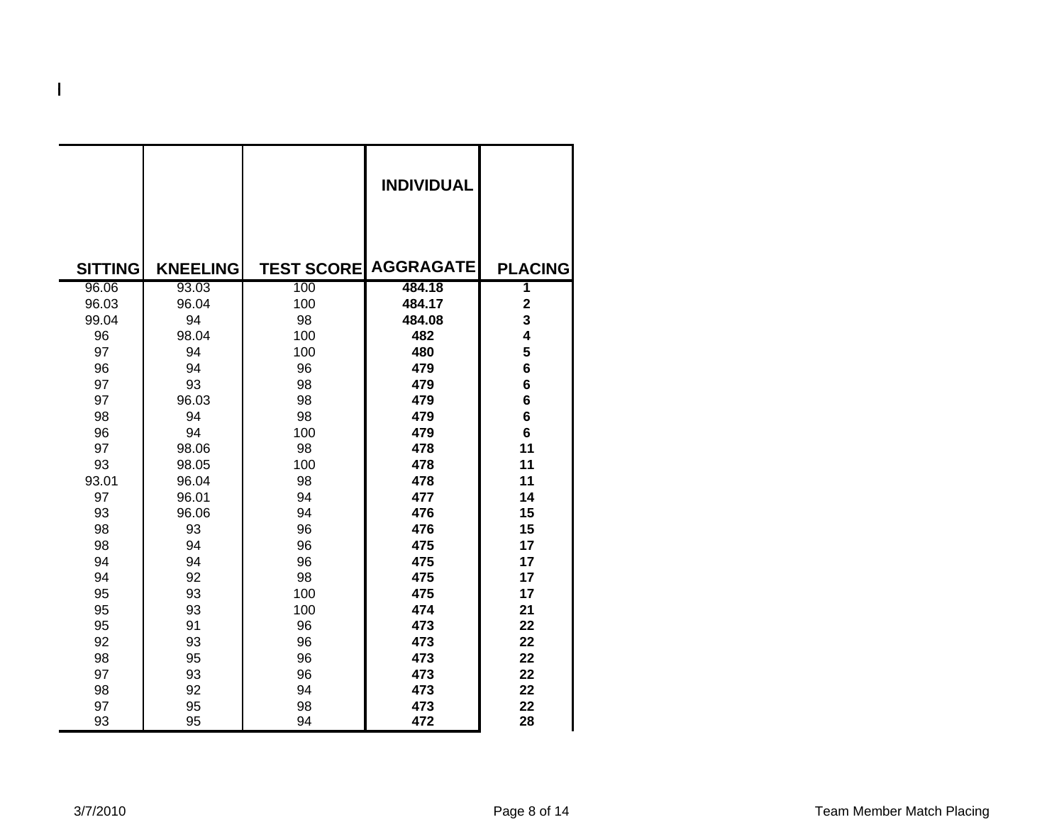| SITTING | KNEELING | TEST SCORE | INDIVIDUAL AGGRAGATE | PLACING |
|---|---|---|---|---|
| 96.06 | 93.03 | 100 | **484.18** | **1** |
| 96.03 | 96.04 | 100 | **484.17** | **2** |
| 99.04 | 94 | 98 | **484.08** | **3** |
| 96 | 98.04 | 100 | **482** | **4** |
| 97 | 94 | 100 | **480** | **5** |
| 96 | 94 | 96 | **479** | **6** |
| 97 | 93 | 98 | **479** | **6** |
| 97 | 96.03 | 98 | **479** | **6** |
| 98 | 94 | 98 | **479** | **6** |
| 96 | 94 | 100 | **479** | **6** |
| 97 | 98.06 | 98 | **478** | **11** |
| 93 | 98.05 | 100 | **478** | **11** |
| 93.01 | 96.04 | 98 | **478** | **11** |
| 97 | 96.01 | 94 | **477** | **14** |
| 93 | 96.06 | 94 | **476** | **15** |
| 98 | 93 | 96 | **476** | **15** |
| 98 | 94 | 96 | **475** | **17** |
| 94 | 94 | 96 | **475** | **17** |
| 94 | 92 | 98 | **475** | **17** |
| 95 | 93 | 100 | **475** | **17** |
| 95 | 93 | 100 | **474** | **21** |
| 95 | 91 | 96 | **473** | **22** |
| 92 | 93 | 96 | **473** | **22** |
| 98 | 95 | 96 | **473** | **22** |
| 97 | 93 | 96 | **473** | **22** |
| 98 | 92 | 94 | **473** | **22** |
| 97 | 95 | 98 | **473** | **22** |
| 93 | 95 | 94 | **472** | **28** |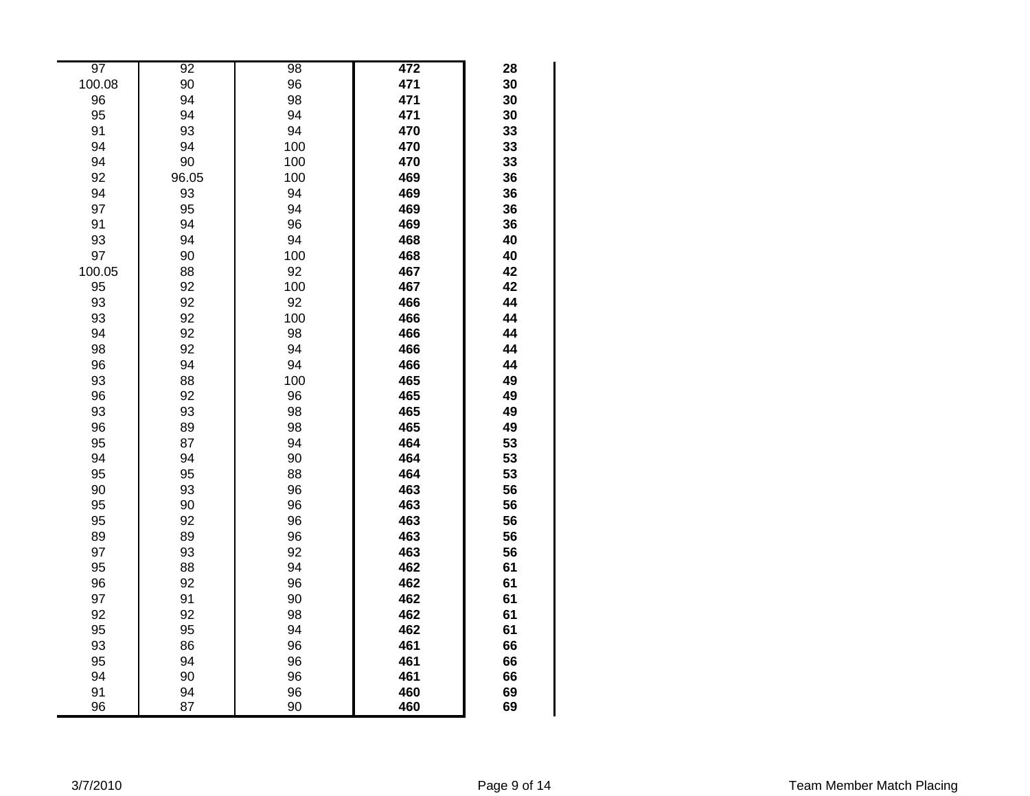| | | | | |
|---|---|---|---|---|
| 97 | 92 | 98 | **472** | **28** |
| 100.08 | 90 | 96 | **471** | **30** |
| 96 | 94 | 98 | **471** | **30** |
| 95 | 94 | 94 | **471** | **30** |
| 91 | 93 | 94 | **470** | **33** |
| 94 | 94 | 100 | **470** | **33** |
| 94 | 90 | 100 | **470** | **33** |
| 92 | 96.05 | 100 | **469** | **36** |
| 94 | 93 | 94 | **469** | **36** |
| 97 | 95 | 94 | **469** | **36** |
| 91 | 94 | 96 | **469** | **36** |
| 93 | 94 | 94 | **468** | **40** |
| 97 | 90 | 100 | **468** | **40** |
| 100.05 | 88 | 92 | **467** | **42** |
| 95 | 92 | 100 | **467** | **42** |
| 93 | 92 | 92 | **466** | **44** |
| 93 | 92 | 100 | **466** | **44** |
| 94 | 92 | 98 | **466** | **44** |
| 98 | 92 | 94 | **466** | **44** |
| 96 | 94 | 94 | **466** | **44** |
| 93 | 88 | 100 | **465** | **49** |
| 96 | 92 | 96 | **465** | **49** |
| 93 | 93 | 98 | **465** | **49** |
| 96 | 89 | 98 | **465** | **49** |
| 95 | 87 | 94 | **464** | **53** |
| 94 | 94 | 90 | **464** | **53** |
| 95 | 95 | 88 | **464** | **53** |
| 90 | 93 | 96 | **463** | **56** |
| 95 | 90 | 96 | **463** | **56** |
| 95 | 92 | 96 | **463** | **56** |
| 89 | 89 | 96 | **463** | **56** |
| 97 | 93 | 92 | **463** | **56** |
| 95 | 88 | 94 | **462** | **61** |
| 96 | 92 | 96 | **462** | **61** |
| 97 | 91 | 90 | **462** | **61** |
| 92 | 92 | 98 | **462** | **61** |
| 95 | 95 | 94 | **462** | **61** |
| 93 | 86 | 96 | **461** | **66** |
| 95 | 94 | 96 | **461** | **66** |
| 94 | 90 | 96 | **461** | **66** |
| 91 | 94 | 96 | **460** | **69** |
| 96 | 87 | 90 | **460** | **69** |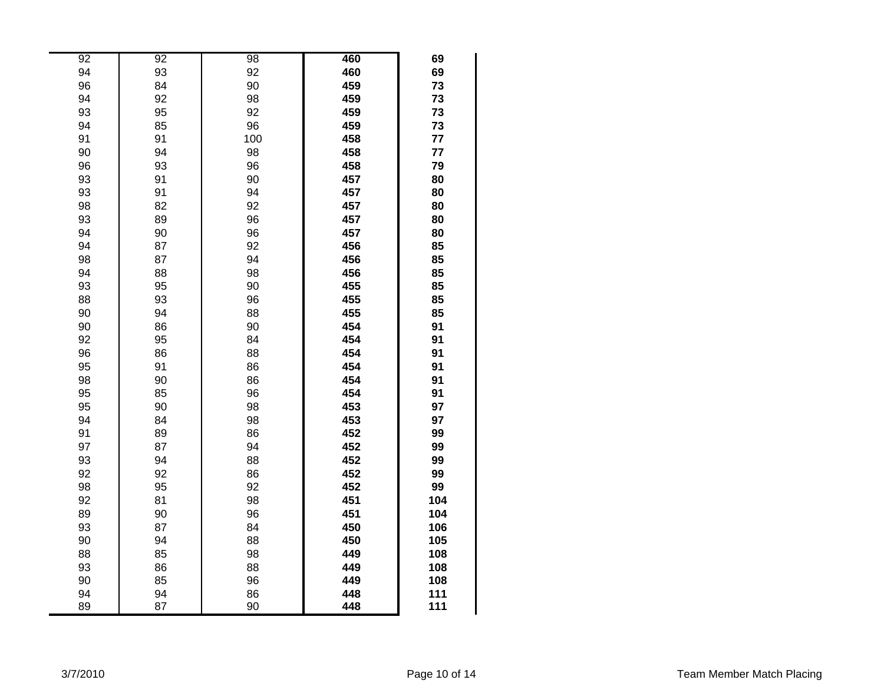| | | | | |
|---|---|---|---|---|
| 92 | 92 | 98 | **460** | **69** |
| 94 | 93 | 92 | **460** | **69** |
| 96 | 84 | 90 | **459** | **73** |
| 94 | 92 | 98 | **459** | **73** |
| 93 | 95 | 92 | **459** | **73** |
| 94 | 85 | 96 | **459** | **73** |
| 91 | 91 | 100 | **458** | **77** |
| 90 | 94 | 98 | **458** | **77** |
| 96 | 93 | 96 | **458** | **79** |
| 93 | 91 | 90 | **457** | **80** |
| 93 | 91 | 94 | **457** | **80** |
| 98 | 82 | 92 | **457** | **80** |
| 93 | 89 | 96 | **457** | **80** |
| 94 | 90 | 96 | **457** | **80** |
| 94 | 87 | 92 | **456** | **85** |
| 98 | 87 | 94 | **456** | **85** |
| 94 | 88 | 98 | **456** | **85** |
| 93 | 95 | 90 | **455** | **85** |
| 88 | 93 | 96 | **455** | **85** |
| 90 | 94 | 88 | **455** | **85** |
| 90 | 86 | 90 | **454** | **91** |
| 92 | 95 | 84 | **454** | **91** |
| 96 | 86 | 88 | **454** | **91** |
| 95 | 91 | 86 | **454** | **91** |
| 98 | 90 | 86 | **454** | **91** |
| 95 | 85 | 96 | **454** | **91** |
| 95 | 90 | 98 | **453** | **97** |
| 94 | 84 | 98 | **453** | **97** |
| 91 | 89 | 86 | **452** | **99** |
| 97 | 87 | 94 | **452** | **99** |
| 93 | 94 | 88 | **452** | **99** |
| 92 | 92 | 86 | **452** | **99** |
| 98 | 95 | 92 | **452** | **99** |
| 92 | 81 | 98 | **451** | **104** |
| 89 | 90 | 96 | **451** | **104** |
| 93 | 87 | 84 | **450** | **106** |
| 90 | 94 | 88 | **450** | **105** |
| 88 | 85 | 98 | **449** | **108** |
| 93 | 86 | 88 | **449** | **108** |
| 90 | 85 | 96 | **449** | **108** |
| 94 | 94 | 86 | **448** | **111** |
| 89 | 87 | 90 | **448** | **111** |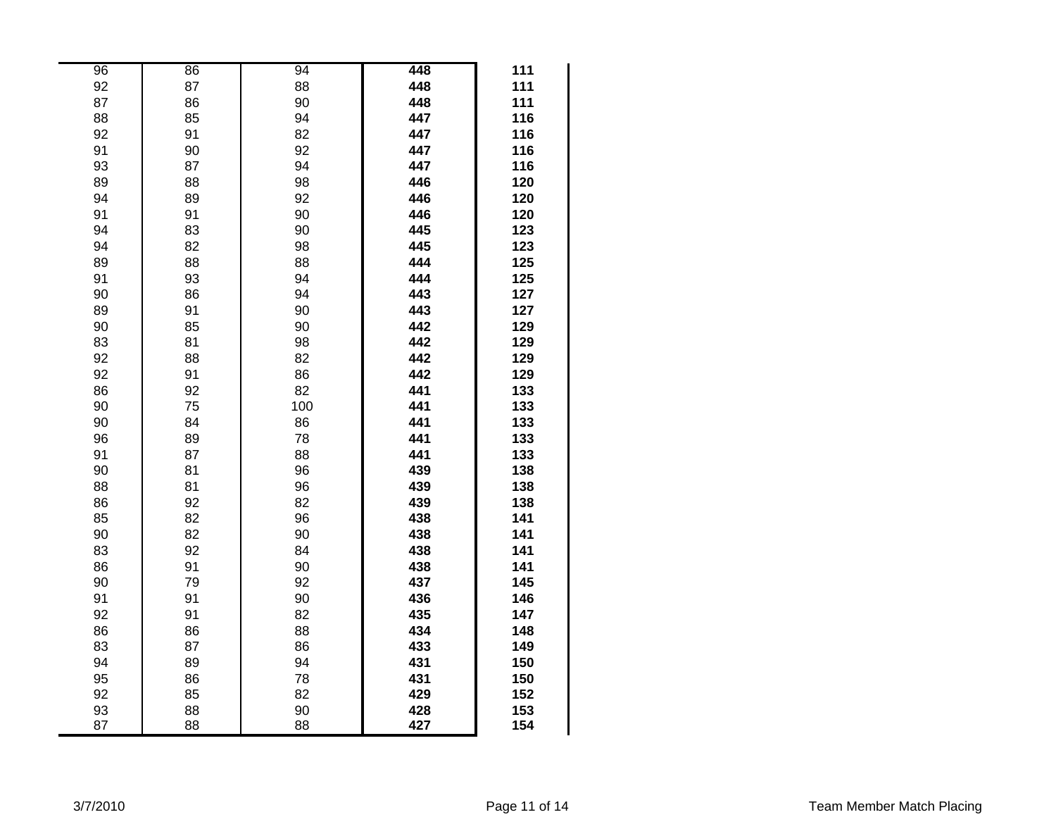| | | | | |
|---|---|---|---|---|
| 96 | 86 | 94 | **448** | **111** |
| 92 | 87 | 88 | **448** | **111** |
| 87 | 86 | 90 | **448** | **111** |
| 88 | 85 | 94 | **447** | **116** |
| 92 | 91 | 82 | **447** | **116** |
| 91 | 90 | 92 | **447** | **116** |
| 93 | 87 | 94 | **447** | **116** |
| 89 | 88 | 98 | **446** | **120** |
| 94 | 89 | 92 | **446** | **120** |
| 91 | 91 | 90 | **446** | **120** |
| 94 | 83 | 90 | **445** | **123** |
| 94 | 82 | 98 | **445** | **123** |
| 89 | 88 | 88 | **444** | **125** |
| 91 | 93 | 94 | **444** | **125** |
| 90 | 86 | 94 | **443** | **127** |
| 89 | 91 | 90 | **443** | **127** |
| 90 | 85 | 90 | **442** | **129** |
| 83 | 81 | 98 | **442** | **129** |
| 92 | 88 | 82 | **442** | **129** |
| 92 | 91 | 86 | **442** | **129** |
| 86 | 92 | 82 | **441** | **133** |
| 90 | 75 | 100 | **441** | **133** |
| 90 | 84 | 86 | **441** | **133** |
| 96 | 89 | 78 | **441** | **133** |
| 91 | 87 | 88 | **441** | **133** |
| 90 | 81 | 96 | **439** | **138** |
| 88 | 81 | 96 | **439** | **138** |
| 86 | 92 | 82 | **439** | **138** |
| 85 | 82 | 96 | **438** | **141** |
| 90 | 82 | 90 | **438** | **141** |
| 83 | 92 | 84 | **438** | **141** |
| 86 | 91 | 90 | **438** | **141** |
| 90 | 79 | 92 | **437** | **145** |
| 91 | 91 | 90 | **436** | **146** |
| 92 | 91 | 82 | **435** | **147** |
| 86 | 86 | 88 | **434** | **148** |
| 83 | 87 | 86 | **433** | **149** |
| 94 | 89 | 94 | **431** | **150** |
| 95 | 86 | 78 | **431** | **150** |
| 92 | 85 | 82 | **429** | **152** |
| 93 | 88 | 90 | **428** | **153** |
| 87 | 88 | 88 | **427** | **154** |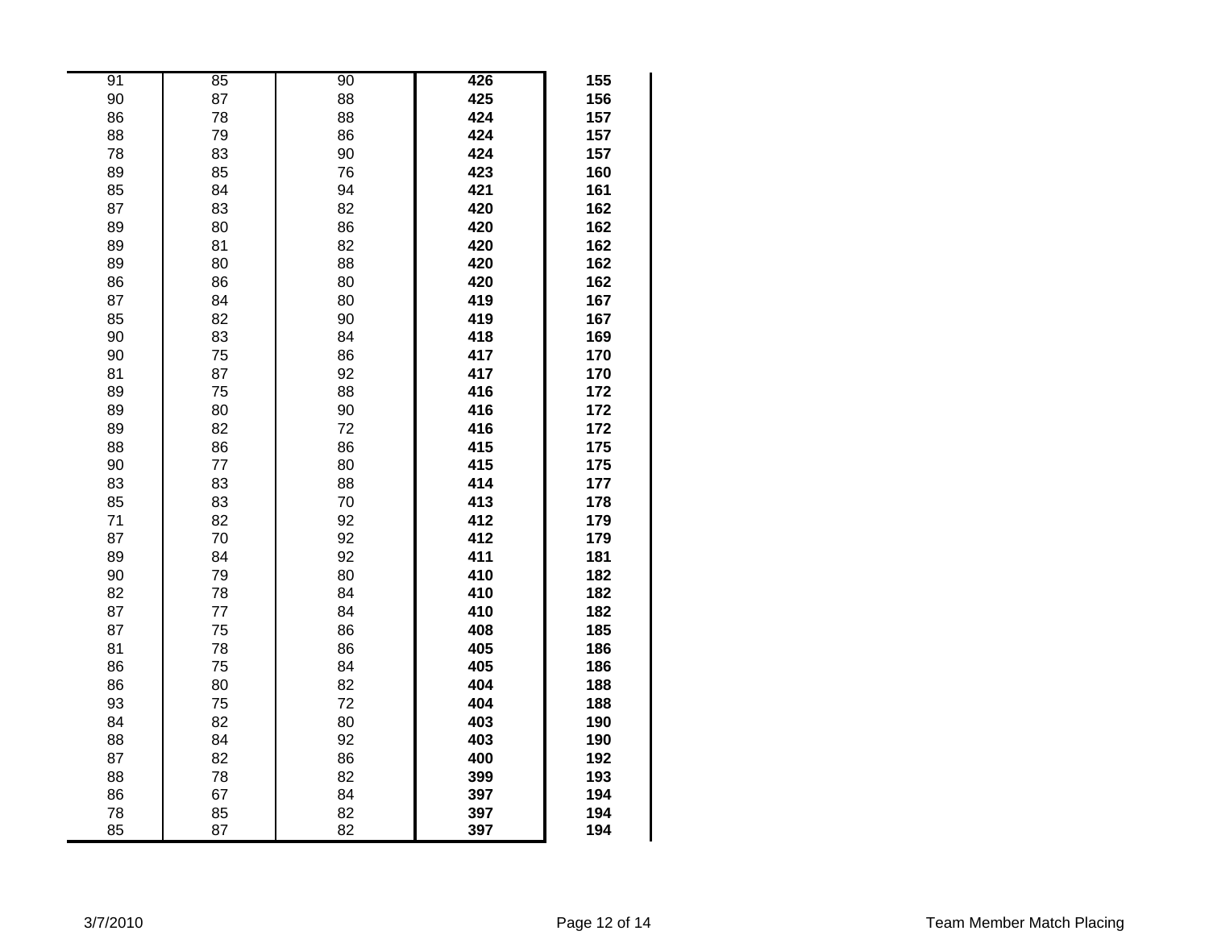| | | | | |
|---|---|---|---|---|
| 91 | 85 | 90 | **426** | **155** |
| 90 | 87 | 88 | **425** | **156** |
| 86 | 78 | 88 | **424** | **157** |
| 88 | 79 | 86 | **424** | **157** |
| 78 | 83 | 90 | **424** | **157** |
| 89 | 85 | 76 | **423** | **160** |
| 85 | 84 | 94 | **421** | **161** |
| 87 | 83 | 82 | **420** | **162** |
| 89 | 80 | 86 | **420** | **162** |
| 89 | 81 | 82 | **420** | **162** |
| 89 | 80 | 88 | **420** | **162** |
| 86 | 86 | 80 | **420** | **162** |
| 87 | 84 | 80 | **419** | **167** |
| 85 | 82 | 90 | **419** | **167** |
| 90 | 83 | 84 | **418** | **169** |
| 90 | 75 | 86 | **417** | **170** |
| 81 | 87 | 92 | **417** | **170** |
| 89 | 75 | 88 | **416** | **172** |
| 89 | 80 | 90 | **416** | **172** |
| 89 | 82 | 72 | **416** | **172** |
| 88 | 86 | 86 | **415** | **175** |
| 90 | 77 | 80 | **415** | **175** |
| 83 | 83 | 88 | **414** | **177** |
| 85 | 83 | 70 | **413** | **178** |
| 71 | 82 | 92 | **412** | **179** |
| 87 | 70 | 92 | **412** | **179** |
| 89 | 84 | 92 | **411** | **181** |
| 90 | 79 | 80 | **410** | **182** |
| 82 | 78 | 84 | **410** | **182** |
| 87 | 77 | 84 | **410** | **182** |
| 87 | 75 | 86 | **408** | **185** |
| 81 | 78 | 86 | **405** | **186** |
| 86 | 75 | 84 | **405** | **186** |
| 86 | 80 | 82 | **404** | **188** |
| 93 | 75 | 72 | **404** | **188** |
| 84 | 82 | 80 | **403** | **190** |
| 88 | 84 | 92 | **403** | **190** |
| 87 | 82 | 86 | **400** | **192** |
| 88 | 78 | 82 | **399** | **193** |
| 86 | 67 | 84 | **397** | **194** |
| 78 | 85 | 82 | **397** | **194** |
| 85 | 87 | 82 | **397** | **194** |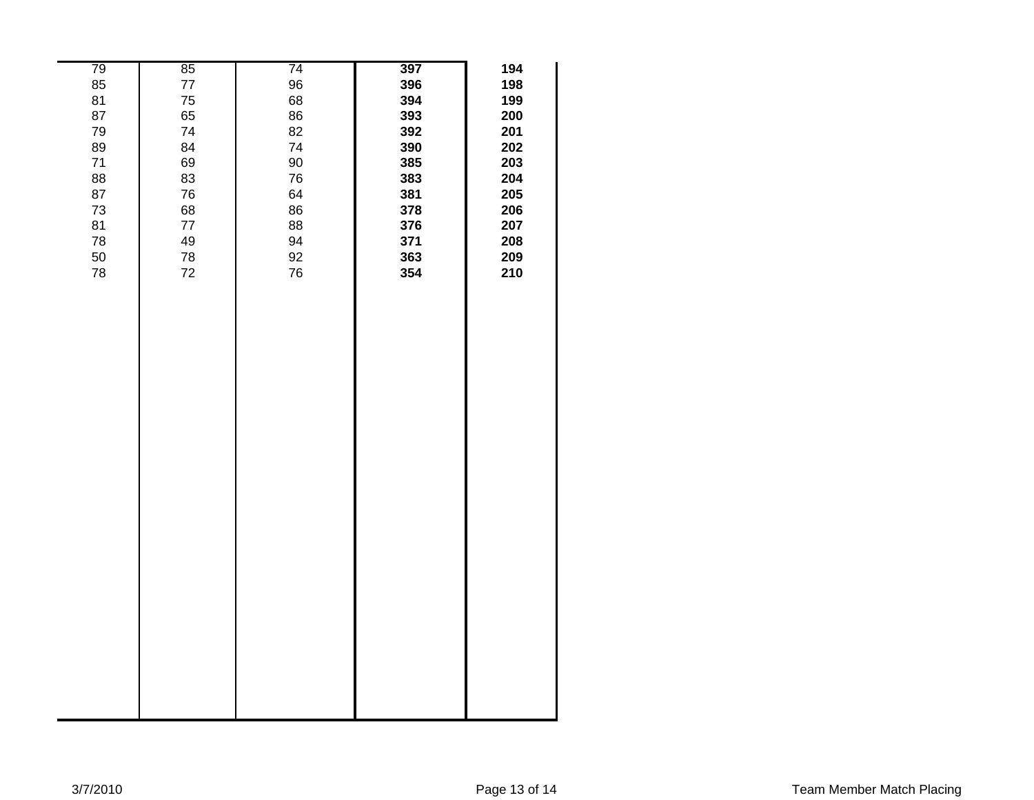| | | | | |
|---|---|---|---|---|
| 79 | 85 | 74 | **397** | **194** |
| 85 | 77 | 96 | **396** | **198** |
| 81 | 75 | 68 | **394** | **199** |
| 87 | 65 | 86 | **393** | **200** |
| 79 | 74 | 82 | **392** | **201** |
| 89 | 84 | 74 | **390** | **202** |
| 71 | 69 | 90 | **385** | **203** |
| 88 | 83 | 76 | **383** | **204** |
| 87 | 76 | 64 | **381** | **205** |
| 73 | 68 | 86 | **378** | **206** |
| 81 | 77 | 88 | **376** | **207** |
| 78 | 49 | 94 | **371** | **208** |
| 50 | 78 | 92 | **363** | **209** |
| 78 | 72 | 76 | **354** | **210** |